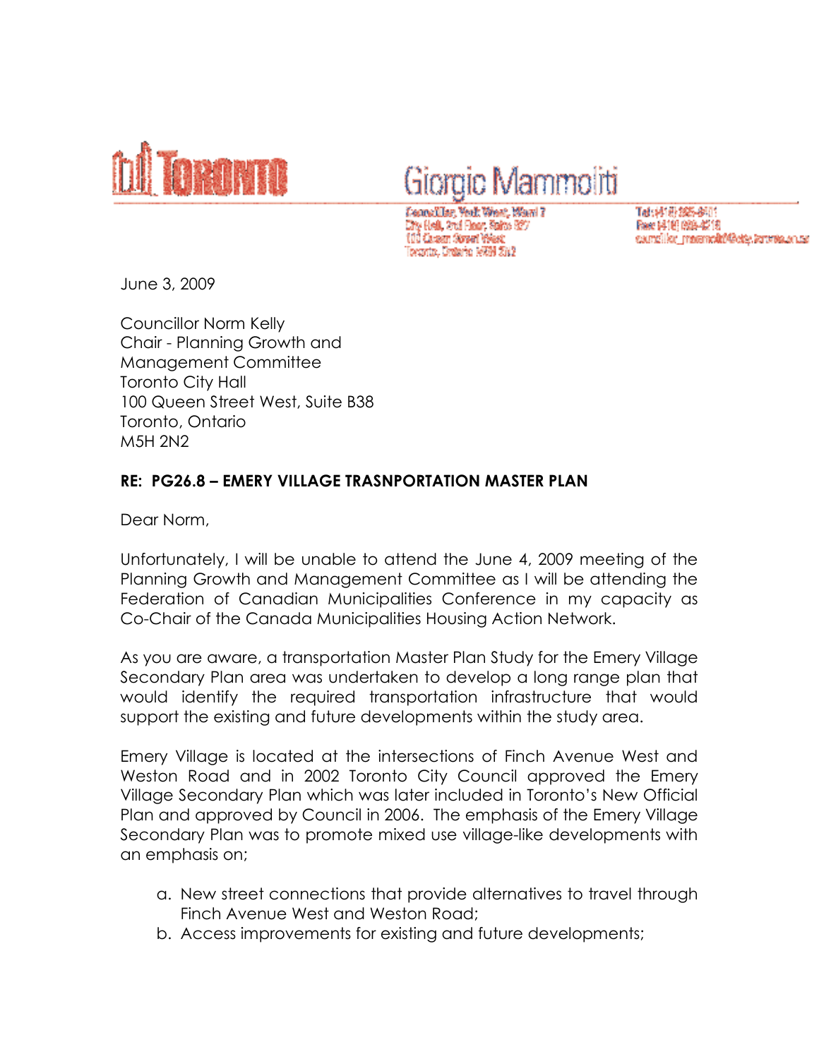TORONTO

Giorgio Mammoliti

Councillor, York West, Ward 7
City Hall, 2nd Floor, Suite B27
100 Queen Street West
Toronto, Ontario M5H 2N2

Tel: (416) 395-0401
Fax: (416) 696-4218
councillor_mammoliti@city.toronto.on.ca

June 3, 2009

Councillor Norm Kelly
Chair - Planning Growth and
Management Committee
Toronto City Hall
100 Queen Street West, Suite B38
Toronto, Ontario
M5H 2N2

**RE: PG26.8 – EMERY VILLAGE TRASNPORTATION MASTER PLAN**

Dear Norm,

Unfortunately, I will be unable to attend the June 4, 2009 meeting of the Planning Growth and Management Committee as I will be attending the Federation of Canadian Municipalities Conference in my capacity as Co-Chair of the Canada Municipalities Housing Action Network.

As you are aware, a transportation Master Plan Study for the Emery Village Secondary Plan area was undertaken to develop a long range plan that would identify the required transportation infrastructure that would support the existing and future developments within the study area.

Emery Village is located at the intersections of Finch Avenue West and Weston Road and in 2002 Toronto City Council approved the Emery Village Secondary Plan which was later included in Toronto's New Official Plan and approved by Council in 2006. The emphasis of the Emery Village Secondary Plan was to promote mixed use village-like developments with an emphasis on;

a. New street connections that provide alternatives to travel through Finch Avenue West and Weston Road;
b. Access improvements for existing and future developments;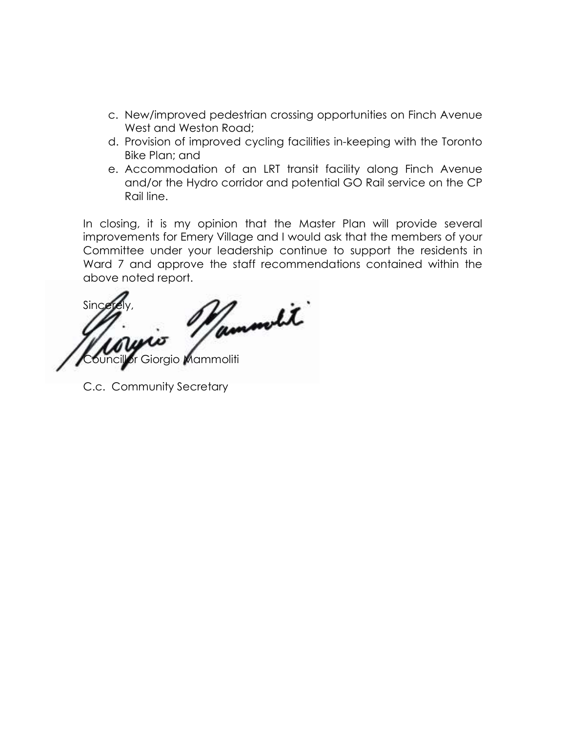c. New/improved pedestrian crossing opportunities on Finch Avenue West and Weston Road;
d. Provision of improved cycling facilities in-keeping with the Toronto Bike Plan; and
e. Accommodation of an LRT transit facility along Finch Avenue and/or the Hydro corridor and potential GO Rail service on the CP Rail line.

In closing, it is my opinion that the Master Plan will provide several improvements for Emery Village and I would ask that the members of your Committee under your leadership continue to support the residents in Ward 7 and approve the staff recommendations contained within the above noted report.

Sincerely,

Councillor Giorgio Mammoliti

C.c. Community Secretary